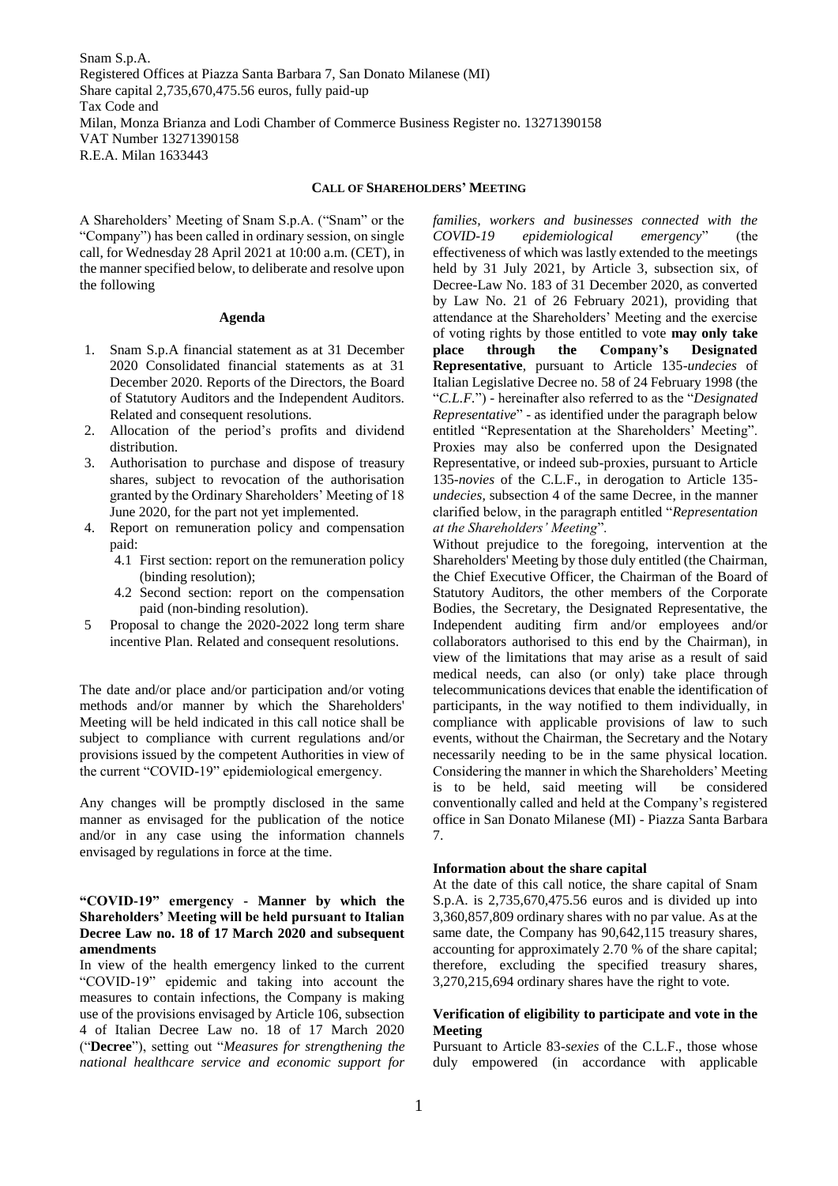Snam S.p.A.
Registered Offices at Piazza Santa Barbara 7, San Donato Milanese (MI)
Share capital 2,735,670,475.56 euros, fully paid-up
Tax Code and
Milan, Monza Brianza and Lodi Chamber of Commerce Business Register no. 13271390158
VAT Number 13271390158
R.E.A. Milan 1633443

## CALL OF SHAREHOLDERS' MEETING

A Shareholders' Meeting of Snam S.p.A. ("Snam" or the "Company") has been called in ordinary session, on single call, for Wednesday 28 April 2021 at 10:00 a.m. (CET), in the manner specified below, to deliberate and resolve upon the following

### Agenda

1. Snam S.p.A financial statement as at 31 December 2020 Consolidated financial statements as at 31 December 2020. Reports of the Directors, the Board of Statutory Auditors and the Independent Auditors. Related and consequent resolutions.
2. Allocation of the period's profits and dividend distribution.
3. Authorisation to purchase and dispose of treasury shares, subject to revocation of the authorisation granted by the Ordinary Shareholders' Meeting of 18 June 2020, for the part not yet implemented.
4. Report on remuneration policy and compensation paid:
   4.1 First section: report on the remuneration policy (binding resolution);
   4.2 Second section: report on the compensation paid (non-binding resolution).
5. Proposal to change the 2020-2022 long term share incentive Plan. Related and consequent resolutions.

The date and/or place and/or participation and/or voting methods and/or manner by which the Shareholders' Meeting will be held indicated in this call notice shall be subject to compliance with current regulations and/or provisions issued by the competent Authorities in view of the current "COVID-19" epidemiological emergency.

Any changes will be promptly disclosed in the same manner as envisaged for the publication of the notice and/or in any case using the information channels envisaged by regulations in force at the time.

### "COVID-19" emergency - Manner by which the Shareholders' Meeting will be held pursuant to Italian Decree Law no. 18 of 17 March 2020 and subsequent amendments

In view of the health emergency linked to the current "COVID-19" epidemic and taking into account the measures to contain infections, the Company is making use of the provisions envisaged by Article 106, subsection 4 of Italian Decree Law no. 18 of 17 March 2020 ("**Decree**"), setting out "*Measures for strengthening the national healthcare service and economic support for families, workers and businesses connected with the COVID-19 epidemiological emergency*" (the effectiveness of which was lastly extended to the meetings held by 31 July 2021, by Article 3, subsection six, of Decree-Law No. 183 of 31 December 2020, as converted by Law No. 21 of 26 February 2021), providing that attendance at the Shareholders' Meeting and the exercise of voting rights by those entitled to vote **may only take place through the Company's Designated Representative**, pursuant to Article 135-*undecies* of Italian Legislative Decree no. 58 of 24 February 1998 (the "*C.L.F.*") - hereinafter also referred to as the "*Designated Representative*" - as identified under the paragraph below entitled "Representation at the Shareholders' Meeting". Proxies may also be conferred upon the Designated Representative, or indeed sub-proxies, pursuant to Article 135-*novies* of the C.L.F., in derogation to Article 135-*undecies*, subsection 4 of the same Decree, in the manner clarified below, in the paragraph entitled "*Representation at the Shareholders' Meeting*".

Without prejudice to the foregoing, intervention at the Shareholders' Meeting by those duly entitled (the Chairman, the Chief Executive Officer, the Chairman of the Board of Statutory Auditors, the other members of the Corporate Bodies, the Secretary, the Designated Representative, the Independent auditing firm and/or employees and/or collaborators authorised to this end by the Chairman), in view of the limitations that may arise as a result of said medical needs, can also (or only) take place through telecommunications devices that enable the identification of participants, in the way notified to them individually, in compliance with applicable provisions of law to such events, without the Chairman, the Secretary and the Notary necessarily needing to be in the same physical location. Considering the manner in which the Shareholders' Meeting is to be held, said meeting will be considered conventionally called and held at the Company's registered office in San Donato Milanese (MI) - Piazza Santa Barbara 7.

### Information about the share capital

At the date of this call notice, the share capital of Snam S.p.A. is 2,735,670,475.56 euros and is divided up into 3,360,857,809 ordinary shares with no par value. As at the same date, the Company has 90,642,115 treasury shares, accounting for approximately 2.70 % of the share capital; therefore, excluding the specified treasury shares, 3,270,215,694 ordinary shares have the right to vote.

### Verification of eligibility to participate and vote in the Meeting

Pursuant to Article 83-*sexies* of the C.L.F., those whose duly empowered (in accordance with applicable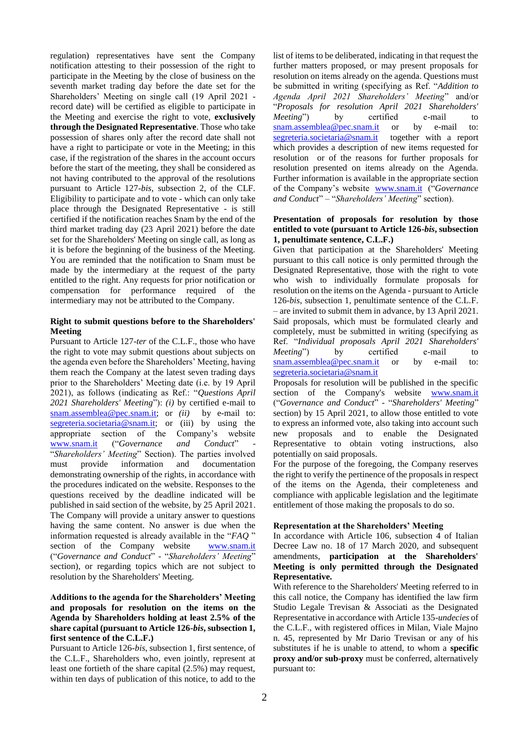regulation) representatives have sent the Company notification attesting to their possession of the right to participate in the Meeting by the close of business on the seventh market trading day before the date set for the Shareholders' Meeting on single call (19 April 2021 - record date) will be certified as eligible to participate in the Meeting and exercise the right to vote, **exclusively through the Designated Representative**. Those who take possession of shares only after the record date shall not have a right to participate or vote in the Meeting; in this case, if the registration of the shares in the account occurs before the start of the meeting, they shall be considered as not having contributed to the approval of the resolutions pursuant to Article 127-*bis*, subsection 2, of the CLF. Eligibility to participate and to vote - which can only take place through the Designated Representative - is still certified if the notification reaches Snam by the end of the third market trading day (23 April 2021) before the date set for the Shareholders' Meeting on single call, as long as it is before the beginning of the business of the Meeting. You are reminded that the notification to Snam must be made by the intermediary at the request of the party entitled to the right. Any requests for prior notification or compensation for performance required of the intermediary may not be attributed to the Company.

**Right to submit questions before to the Shareholders' Meeting**

Pursuant to Article 127-*ter* of the C.L.F., those who have the right to vote may submit questions about subjects on the agenda even before the Shareholders' Meeting, having them reach the Company at the latest seven trading days prior to the Shareholders' Meeting date (i.e. by 19 April 2021), as follows (indicating as Ref.: "*Questions April 2021 Shareholders' Meeting*"): *(i)* by certified e-mail to snam.assemblea@pec.snam.it; or *(ii)* by e-mail to: segreteria.societaria@snam.it; or (iii) by using the appropriate section of the Company's website www.snam.it ("*Governance and Conduct*" - "*Shareholders' Meeting*" Section). The parties involved must provide information and documentation demonstrating ownership of the rights, in accordance with the procedures indicated on the website. Responses to the questions received by the deadline indicated will be published in said section of the website, by 25 April 2021. The Company will provide a unitary answer to questions having the same content. No answer is due when the information requested is already available in the "*FAQ* " section of the Company website www.snam.it ("*Governance and Conduct*" - "*Shareholders' Meeting*" section), or regarding topics which are not subject to resolution by the Shareholders' Meeting.

**Additions to the agenda for the Shareholders' Meeting and proposals for resolution on the items on the Agenda by Shareholders holding at least 2.5% of the share capital (pursuant to Article 126-*bis*, subsection 1, first sentence of the C.L.F.)**

Pursuant to Article 126-*bis*, subsection 1, first sentence, of the C.L.F., Shareholders who, even jointly, represent at least one fortieth of the share capital (2.5%) may request, within ten days of publication of this notice, to add to the list of items to be deliberated, indicating in that request the further matters proposed, or may present proposals for resolution on items already on the agenda. Questions must be submitted in writing (specifying as Ref. "*Addition to Agenda April 2021 Shareholders' Meeting*" and/or "*Proposals for resolution April 2021 Shareholders' Meeting*") by certified e-mail to snam.assemblea@pec.snam.it or by e-mail to: segreteria.societaria@snam.it together with a report which provides a description of new items requested for resolution or of the reasons for further proposals for resolution presented on items already on the Agenda. Further information is available in the appropriate section of the Company's website www.snam.it ("*Governance and Conduct*" – "*Shareholders' Meeting*" section).

**Presentation of proposals for resolution by those entitled to vote (pursuant to Article 126-*bis*, subsection 1, penultimate sentence, C.L.F.)**

Given that participation at the Shareholders' Meeting pursuant to this call notice is only permitted through the Designated Representative, those with the right to vote who wish to individually formulate proposals for resolution on the items on the Agenda - pursuant to Article 126-*bis*, subsection 1, penultimate sentence of the C.L.F. – are invited to submit them in advance, by 13 April 2021. Said proposals, which must be formulated clearly and completely, must be submitted in writing (specifying as Ref. "*Individual proposals April 2021 Shareholders' Meeting*") by certified e-mail to snam.assemblea@pec.snam.it or by e-mail to: segreteria.societaria@snam.it

Proposals for resolution will be published in the specific section of the Company's website www.snam.it ("*Governance and Conduct*" - "*Shareholders' Meeting*" section) by 15 April 2021, to allow those entitled to vote to express an informed vote, also taking into account such new proposals and to enable the Designated Representative to obtain voting instructions, also potentially on said proposals.

For the purpose of the foregoing, the Company reserves the right to verify the pertinence of the proposals in respect of the items on the Agenda, their completeness and compliance with applicable legislation and the legitimate entitlement of those making the proposals to do so.

**Representation at the Shareholders' Meeting**

In accordance with Article 106, subsection 4 of Italian Decree Law no. 18 of 17 March 2020, and subsequent amendments, **participation at the Shareholders' Meeting is only permitted through the Designated Representative.**

With reference to the Shareholders' Meeting referred to in this call notice, the Company has identified the law firm Studio Legale Trevisan & Associati as the Designated Representative in accordance with Article 135-*undecies* of the C.L.F., with registered offices in Milan, Viale Majno n. 45, represented by Mr Dario Trevisan or any of his substitutes if he is unable to attend, to whom a **specific proxy and/or sub-proxy** must be conferred, alternatively pursuant to: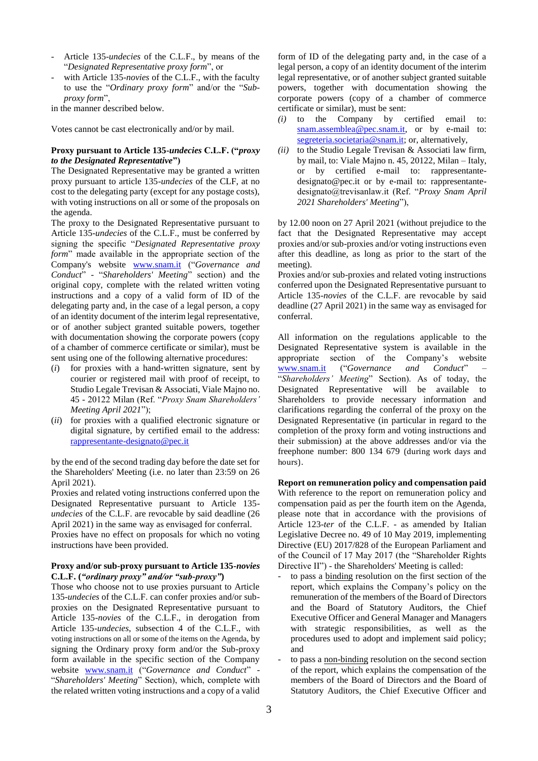- Article 135-*undecies* of the C.L.F., by means of the "*Designated Representative proxy form*", or
- with Article 135-*novies* of the C.L.F., with the faculty to use the "*Ordinary proxy form*" and/or the "*Sub-proxy form*",

in the manner described below.

Votes cannot be cast electronically and/or by mail.

**Proxy pursuant to Article 135-*undecies* C.L.F. ("*proxy to the Designated Representative*")**

The Designated Representative may be granted a written proxy pursuant to article 135-*undecies* of the CLF, at no cost to the delegating party (except for any postage costs), with voting instructions on all or some of the proposals on the agenda.

The proxy to the Designated Representative pursuant to Article 135-*undecies* of the C.L.F., must be conferred by signing the specific "*Designated Representative proxy form*" made available in the appropriate section of the Company's website www.snam.it ("*Governance and Conduct*" - "*Shareholders' Meeting*" section) and the original copy, complete with the related written voting instructions and a copy of a valid form of ID of the delegating party and, in the case of a legal person, a copy of an identity document of the interim legal representative, or of another subject granted suitable powers, together with documentation showing the corporate powers (copy of a chamber of commerce certificate or similar), must be sent using one of the following alternative procedures:

(*i*) for proxies with a hand-written signature, sent by courier or registered mail with proof of receipt, to Studio Legale Trevisan & Associati, Viale Majno no. 45 - 20122 Milan (Ref. "*Proxy Snam Shareholders' Meeting April 2021*");

(*ii*) for proxies with a qualified electronic signature or digital signature, by certified email to the address: rappresentante-designato@pec.it

by the end of the second trading day before the date set for the Shareholders' Meeting (i.e. no later than 23:59 on 26 April 2021).

Proxies and related voting instructions conferred upon the Designated Representative pursuant to Article 135-*undecies* of the C.L.F. are revocable by said deadline (26 April 2021) in the same way as envisaged for conferral.

Proxies have no effect on proposals for which no voting instructions have been provided.

**Proxy and/or sub-proxy pursuant to Article 135-*novies* C.L.F. ("*ordinary proxy" and/or "sub-proxy"*)**

Those who choose not to use proxies pursuant to Article 135-*undecies* of the C.L.F. can confer proxies and/or sub-proxies on the Designated Representative pursuant to Article 135-*novies* of the C.L.F., in derogation from Article 135-*undecies*, subsection 4 of the C.L.F., with voting instructions on all or some of the items on the Agenda, by signing the Ordinary proxy form and/or the Sub-proxy form available in the specific section of the Company website www.snam.it ("*Governance and Conduct*" - "*Shareholders' Meeting*" Section), which, complete with the related written voting instructions and a copy of a valid form of ID of the delegating party and, in the case of a legal person, a copy of an identity document of the interim legal representative, or of another subject granted suitable powers, together with documentation showing the corporate powers (copy of a chamber of commerce certificate or similar), must be sent:

*(i)* to the Company by certified email to: snam.assemblea@pec.snam.it, or by e-mail to: segreteria.societaria@snam.it; or, alternatively,

*(ii)* to the Studio Legale Trevisan & Associati law firm, by mail, to: Viale Majno n. 45, 20122, Milan – Italy, or by certified e-mail to: rappresentante-designato@pec.it or by e-mail to: rappresentante-designato@trevisanlaw.it (Ref. "*Proxy Snam April 2021 Shareholders' Meeting*"),

by 12.00 noon on 27 April 2021 (without prejudice to the fact that the Designated Representative may accept proxies and/or sub-proxies and/or voting instructions even after this deadline, as long as prior to the start of the meeting).

Proxies and/or sub-proxies and related voting instructions conferred upon the Designated Representative pursuant to Article 135-*novies* of the C.L.F. are revocable by said deadline (27 April 2021) in the same way as envisaged for conferral.

All information on the regulations applicable to the Designated Representative system is available in the appropriate section of the Company's website www.snam.it ("*Governance and Conduct*" – "*Shareholders' Meeting*" Section). As of today, the Designated Representative will be available to Shareholders to provide necessary information and clarifications regarding the conferral of the proxy on the Designated Representative (in particular in regard to the completion of the proxy form and voting instructions and their submission) at the above addresses and/or via the freephone number: 800 134 679 (during work days and hours).

**Report on remuneration policy and compensation paid**

With reference to the report on remuneration policy and compensation paid as per the fourth item on the Agenda, please note that in accordance with the provisions of Article 123-*ter* of the C.L.F. - as amended by Italian Legislative Decree no. 49 of 10 May 2019, implementing Directive (EU) 2017/828 of the European Parliament and of the Council of 17 May 2017 (the "Shareholder Rights Directive II") - the Shareholders' Meeting is called:

- to pass a binding resolution on the first section of the report, which explains the Company's policy on the remuneration of the members of the Board of Directors and the Board of Statutory Auditors, the Chief Executive Officer and General Manager and Managers with strategic responsibilities, as well as the procedures used to adopt and implement said policy; and
- to pass a non-binding resolution on the second section of the report, which explains the compensation of the members of the Board of Directors and the Board of Statutory Auditors, the Chief Executive Officer and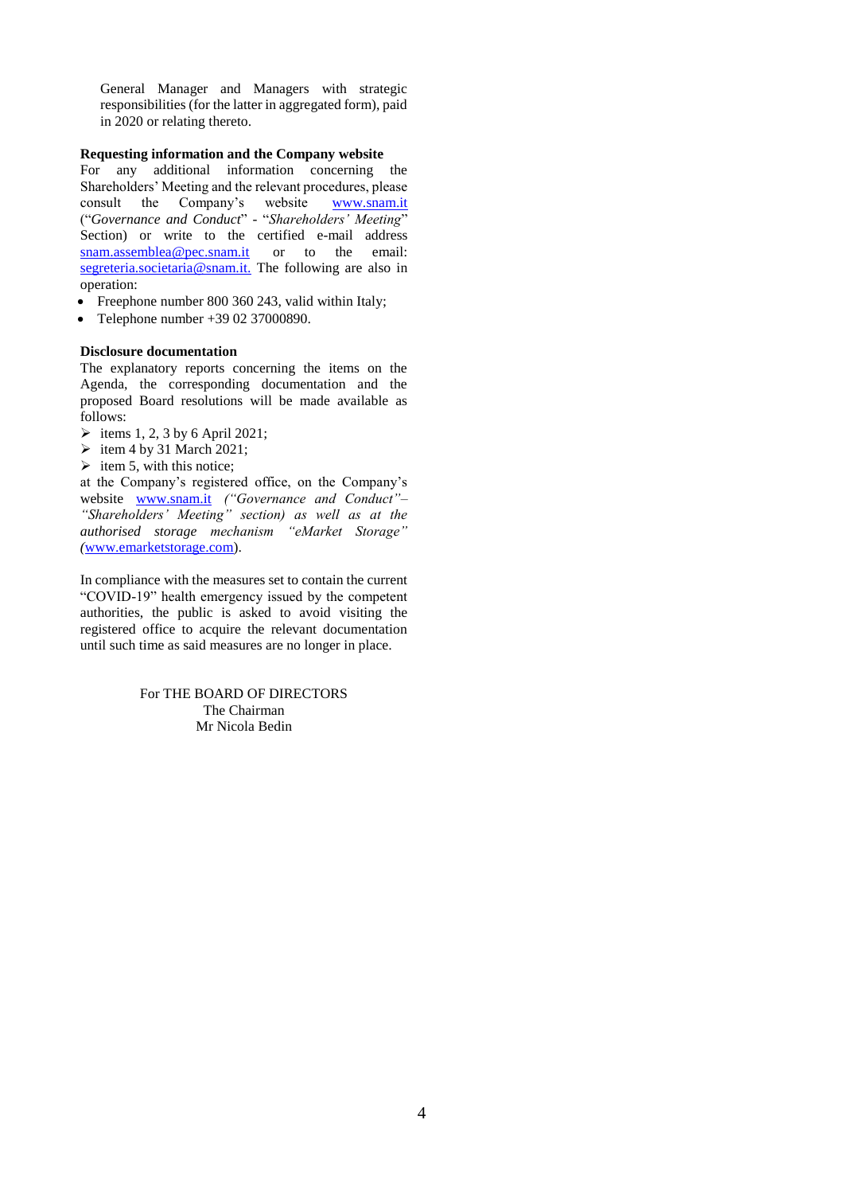General Manager and Managers with strategic responsibilities (for the latter in aggregated form), paid in 2020 or relating thereto.

**Requesting information and the Company website**

For any additional information concerning the Shareholders' Meeting and the relevant procedures, please consult the Company's website www.snam.it ("*Governance and Conduct*" - "*Shareholders' Meeting*" Section) or write to the certified e-mail address snam.assemblea@pec.snam.it or to the email: segreteria.societaria@snam.it. The following are also in operation:

- Freephone number 800 360 243, valid within Italy;
- Telephone number +39 02 37000890.

**Disclosure documentation**

The explanatory reports concerning the items on the Agenda, the corresponding documentation and the proposed Board resolutions will be made available as follows:

- items 1, 2, 3 by 6 April 2021;
- item 4 by 31 March 2021;
- item 5, with this notice;

at the Company's registered office, on the Company's website www.snam.it *("Governance and Conduct"– "Shareholders' Meeting" section) as well as at the authorised storage mechanism "eMarket Storage" (*www.emarketstorage.com).

In compliance with the measures set to contain the current "COVID-19" health emergency issued by the competent authorities, the public is asked to avoid visiting the registered office to acquire the relevant documentation until such time as said measures are no longer in place.

For THE BOARD OF DIRECTORS
The Chairman
Mr Nicola Bedin